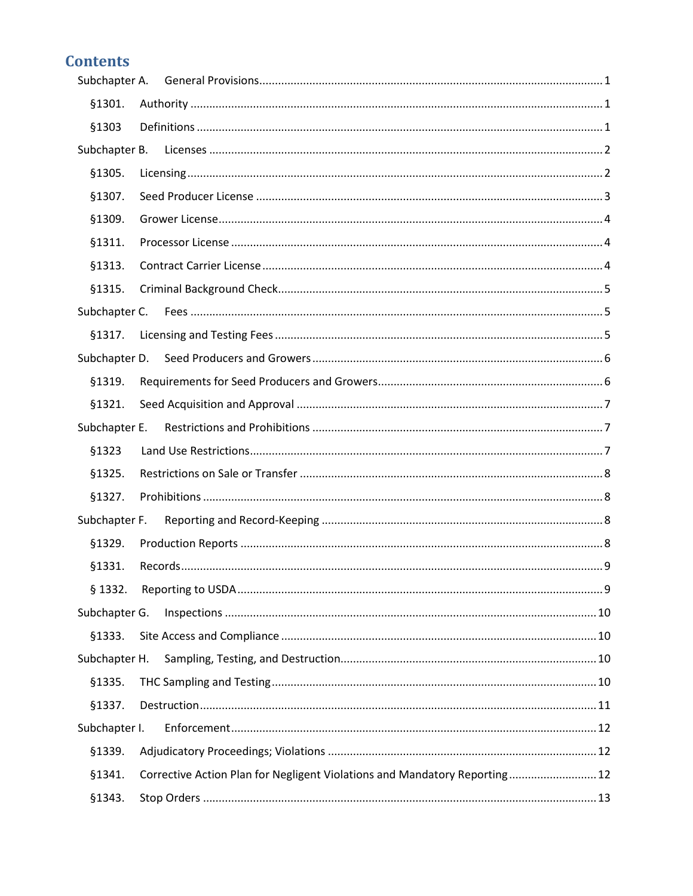# Contents

- Subchapter A. General Provisions ..... 1
  - §1301. Authority ..... 1
  - §1303 Definitions ..... 1
- Subchapter B. Licenses ..... 2
  - §1305. Licensing ..... 2
  - §1307. Seed Producer License ..... 3
  - §1309. Grower License ..... 4
  - §1311. Processor License ..... 4
  - §1313. Contract Carrier License ..... 4
  - §1315. Criminal Background Check ..... 5
- Subchapter C. Fees ..... 5
  - §1317. Licensing and Testing Fees ..... 5
- Subchapter D. Seed Producers and Growers ..... 6
  - §1319. Requirements for Seed Producers and Growers ..... 6
  - §1321. Seed Acquisition and Approval ..... 7
- Subchapter E. Restrictions and Prohibitions ..... 7
  - §1323 Land Use Restrictions ..... 7
  - §1325. Restrictions on Sale or Transfer ..... 8
  - §1327. Prohibitions ..... 8
- Subchapter F. Reporting and Record-Keeping ..... 8
  - §1329. Production Reports ..... 8
  - §1331. Records ..... 9
  - § 1332. Reporting to USDA ..... 9
- Subchapter G. Inspections ..... 10
  - §1333. Site Access and Compliance ..... 10
- Subchapter H. Sampling, Testing, and Destruction ..... 10
  - §1335. THC Sampling and Testing ..... 10
  - §1337. Destruction ..... 11
- Subchapter I. Enforcement ..... 12
  - §1339. Adjudicatory Proceedings; Violations ..... 12
  - §1341. Corrective Action Plan for Negligent Violations and Mandatory Reporting ..... 12
  - §1343. Stop Orders ..... 13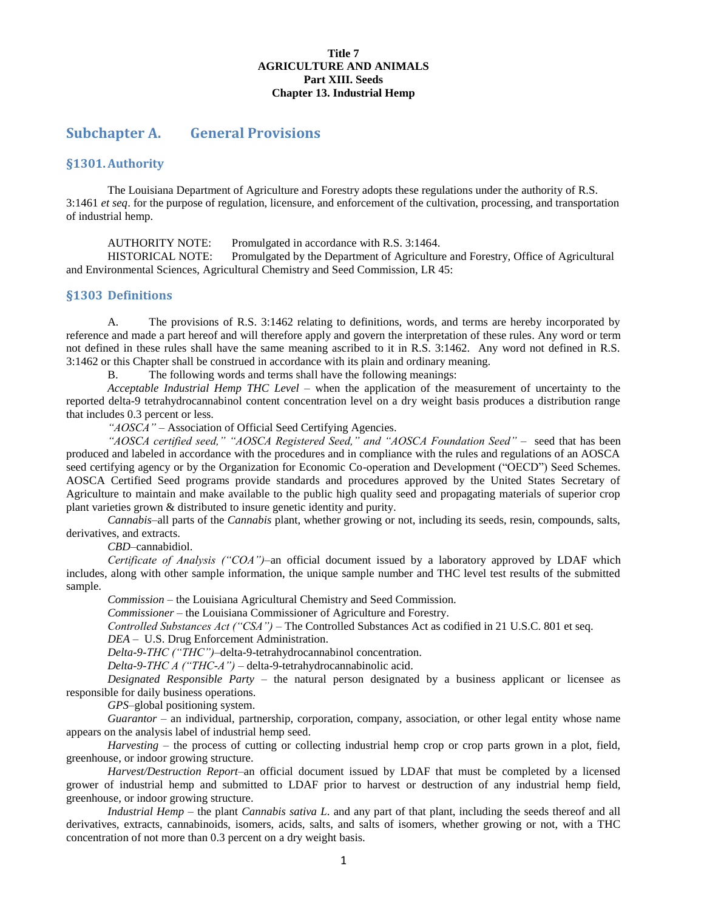**Title 7**
**AGRICULTURE AND ANIMALS**
**Part XIII. Seeds**
**Chapter 13. Industrial Hemp**

## Subchapter A. General Provisions

### §1301. Authority

The Louisiana Department of Agriculture and Forestry adopts these regulations under the authority of R.S. 3:1461 *et seq*. for the purpose of regulation, licensure, and enforcement of the cultivation, processing, and transportation of industrial hemp.

AUTHORITY NOTE: Promulgated in accordance with R.S. 3:1464.
HISTORICAL NOTE: Promulgated by the Department of Agriculture and Forestry, Office of Agricultural and Environmental Sciences, Agricultural Chemistry and Seed Commission, LR 45:

### §1303 Definitions

A. The provisions of R.S. 3:1462 relating to definitions, words, and terms are hereby incorporated by reference and made a part hereof and will therefore apply and govern the interpretation of these rules. Any word or term not defined in these rules shall have the same meaning ascribed to it in R.S. 3:1462. Any word not defined in R.S. 3:1462 or this Chapter shall be construed in accordance with its plain and ordinary meaning.

B. The following words and terms shall have the following meanings:

*Acceptable Industrial Hemp THC Level* – when the application of the measurement of uncertainty to the reported delta-9 tetrahydrocannabinol content concentration level on a dry weight basis produces a distribution range that includes 0.3 percent or less.

*"AOSCA"* – Association of Official Seed Certifying Agencies.

*"AOSCA certified seed," "AOSCA Registered Seed," and "AOSCA Foundation Seed"* – seed that has been produced and labeled in accordance with the procedures and in compliance with the rules and regulations of an AOSCA seed certifying agency or by the Organization for Economic Co-operation and Development ("OECD") Seed Schemes. AOSCA Certified Seed programs provide standards and procedures approved by the United States Secretary of Agriculture to maintain and make available to the public high quality seed and propagating materials of superior crop plant varieties grown & distributed to insure genetic identity and purity.

*Cannabis*–all parts of the *Cannabis* plant, whether growing or not, including its seeds, resin, compounds, salts, derivatives, and extracts.

*CBD*–cannabidiol.

*Certificate of Analysis ("COA")*–an official document issued by a laboratory approved by LDAF which includes, along with other sample information, the unique sample number and THC level test results of the submitted sample.

*Commission* – the Louisiana Agricultural Chemistry and Seed Commission.

*Commissioner* – the Louisiana Commissioner of Agriculture and Forestry.

*Controlled Substances Act ("CSA")* – The Controlled Substances Act as codified in 21 U.S.C. 801 et seq.

*DEA* – U.S. Drug Enforcement Administration.

*Delta-9-THC ("THC")*–delta-9-tetrahydrocannabinol concentration.

*Delta-9-THC A ("THC-A")* – delta-9-tetrahydrocannabinolic acid.

*Designated Responsible Party* – the natural person designated by a business applicant or licensee as responsible for daily business operations.

*GPS*–global positioning system.

*Guarantor* – an individual, partnership, corporation, company, association, or other legal entity whose name appears on the analysis label of industrial hemp seed.

*Harvesting* – the process of cutting or collecting industrial hemp crop or crop parts grown in a plot, field, greenhouse, or indoor growing structure.

*Harvest/Destruction Report*–an official document issued by LDAF that must be completed by a licensed grower of industrial hemp and submitted to LDAF prior to harvest or destruction of any industrial hemp field, greenhouse, or indoor growing structure.

*Industrial Hemp* – the plant *Cannabis sativa L.* and any part of that plant, including the seeds thereof and all derivatives, extracts, cannabinoids, isomers, acids, salts, and salts of isomers, whether growing or not, with a THC concentration of not more than 0.3 percent on a dry weight basis.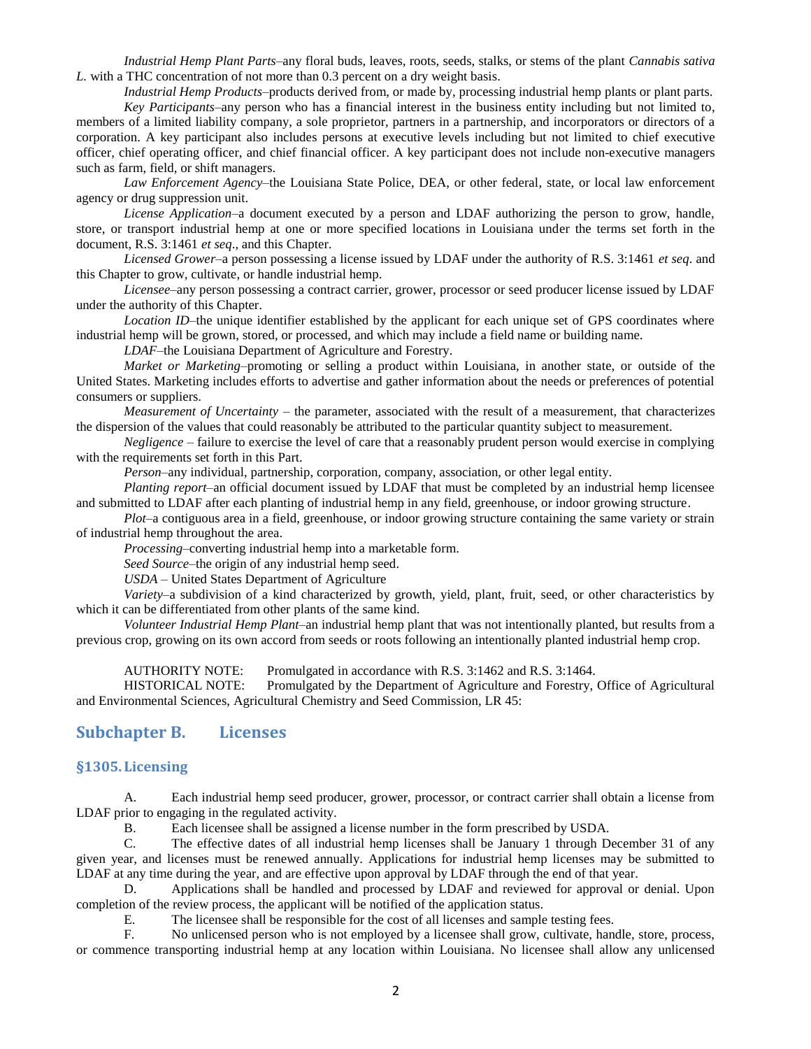*Industrial Hemp Plant Parts*–any floral buds, leaves, roots, seeds, stalks, or stems of the plant *Cannabis sativa L.* with a THC concentration of not more than 0.3 percent on a dry weight basis.

*Industrial Hemp Products*–products derived from, or made by, processing industrial hemp plants or plant parts.

*Key Participants*–any person who has a financial interest in the business entity including but not limited to, members of a limited liability company, a sole proprietor, partners in a partnership, and incorporators or directors of a corporation. A key participant also includes persons at executive levels including but not limited to chief executive officer, chief operating officer, and chief financial officer. A key participant does not include non-executive managers such as farm, field, or shift managers.

*Law Enforcement Agency*–the Louisiana State Police, DEA, or other federal, state, or local law enforcement agency or drug suppression unit.

*License Application*–a document executed by a person and LDAF authorizing the person to grow, handle, store, or transport industrial hemp at one or more specified locations in Louisiana under the terms set forth in the document, R.S. 3:1461 *et seq*., and this Chapter.

*Licensed Grower*–a person possessing a license issued by LDAF under the authority of R.S. 3:1461 *et seq*. and this Chapter to grow, cultivate, or handle industrial hemp.

*Licensee*–any person possessing a contract carrier, grower, processor or seed producer license issued by LDAF under the authority of this Chapter.

*Location ID*–the unique identifier established by the applicant for each unique set of GPS coordinates where industrial hemp will be grown, stored, or processed, and which may include a field name or building name.

*LDAF*–the Louisiana Department of Agriculture and Forestry.

*Market or Marketing*–promoting or selling a product within Louisiana, in another state, or outside of the United States. Marketing includes efforts to advertise and gather information about the needs or preferences of potential consumers or suppliers.

*Measurement of Uncertainty* – the parameter, associated with the result of a measurement, that characterizes the dispersion of the values that could reasonably be attributed to the particular quantity subject to measurement.

*Negligence* – failure to exercise the level of care that a reasonably prudent person would exercise in complying with the requirements set forth in this Part.

*Person*–any individual, partnership, corporation, company, association, or other legal entity.

*Planting report*–an official document issued by LDAF that must be completed by an industrial hemp licensee and submitted to LDAF after each planting of industrial hemp in any field, greenhouse, or indoor growing structure.

*Plot*–a contiguous area in a field, greenhouse, or indoor growing structure containing the same variety or strain of industrial hemp throughout the area.

*Processing*–converting industrial hemp into a marketable form.

*Seed Source*–the origin of any industrial hemp seed.

*USDA* – United States Department of Agriculture

*Variety*–a subdivision of a kind characterized by growth, yield, plant, fruit, seed, or other characteristics by which it can be differentiated from other plants of the same kind.

*Volunteer Industrial Hemp Plant*–an industrial hemp plant that was not intentionally planted, but results from a previous crop, growing on its own accord from seeds or roots following an intentionally planted industrial hemp crop.

AUTHORITY NOTE: Promulgated in accordance with R.S. 3:1462 and R.S. 3:1464.

HISTORICAL NOTE: Promulgated by the Department of Agriculture and Forestry, Office of Agricultural and Environmental Sciences, Agricultural Chemistry and Seed Commission, LR 45:

## Subchapter B. Licenses

### §1305. Licensing

A. Each industrial hemp seed producer, grower, processor, or contract carrier shall obtain a license from LDAF prior to engaging in the regulated activity.

B. Each licensee shall be assigned a license number in the form prescribed by USDA.

C. The effective dates of all industrial hemp licenses shall be January 1 through December 31 of any given year, and licenses must be renewed annually. Applications for industrial hemp licenses may be submitted to LDAF at any time during the year, and are effective upon approval by LDAF through the end of that year.

D. Applications shall be handled and processed by LDAF and reviewed for approval or denial. Upon completion of the review process, the applicant will be notified of the application status.

E. The licensee shall be responsible for the cost of all licenses and sample testing fees.

F. No unlicensed person who is not employed by a licensee shall grow, cultivate, handle, store, process, or commence transporting industrial hemp at any location within Louisiana. No licensee shall allow any unlicensed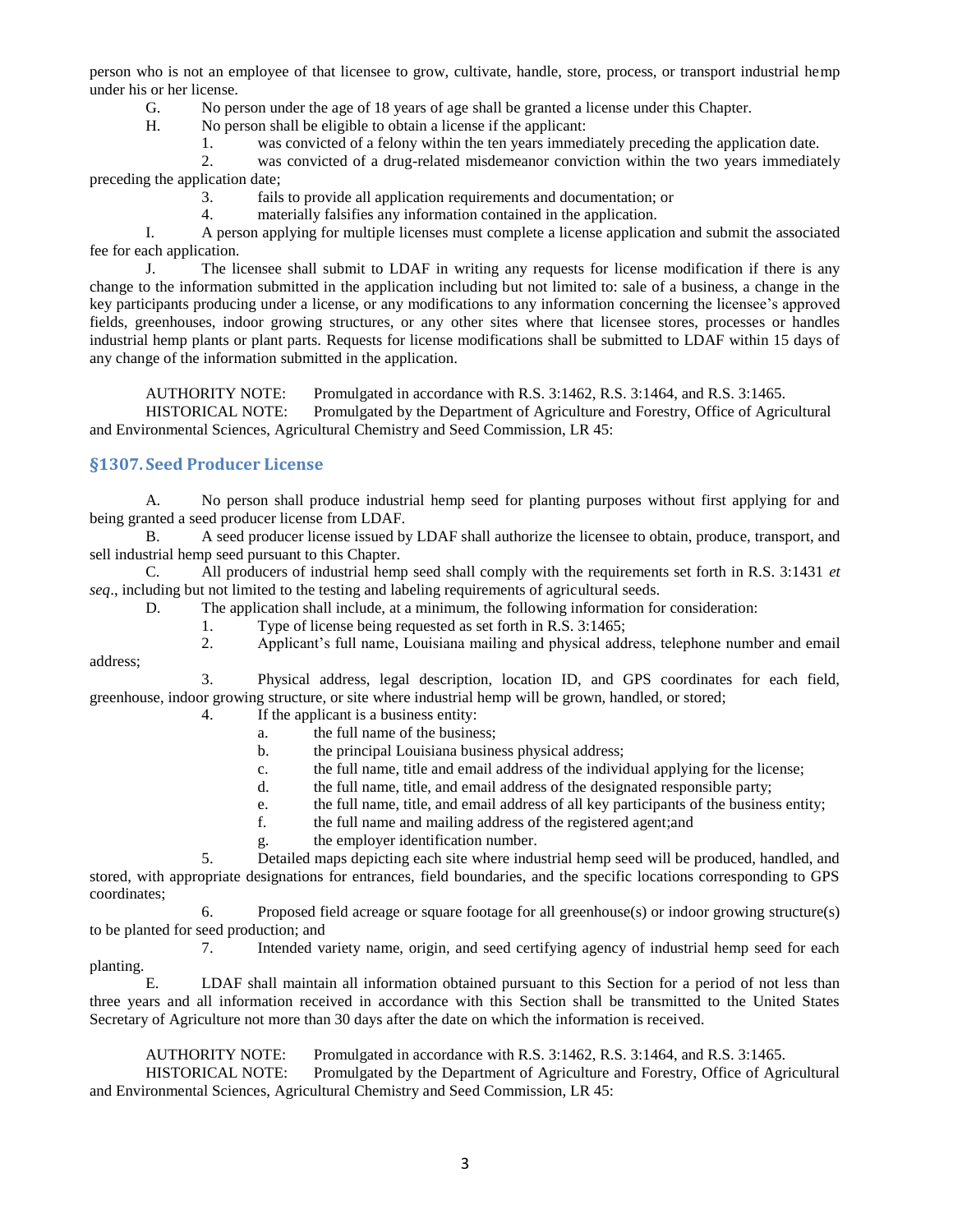person who is not an employee of that licensee to grow, cultivate, handle, store, process, or transport industrial hemp under his or her license.

G. No person under the age of 18 years of age shall be granted a license under this Chapter.

H. No person shall be eligible to obtain a license if the applicant:

1. was convicted of a felony within the ten years immediately preceding the application date.
2. was convicted of a drug-related misdemeanor conviction within the two years immediately preceding the application date;
3. fails to provide all application requirements and documentation; or
4. materially falsifies any information contained in the application.

I. A person applying for multiple licenses must complete a license application and submit the associated fee for each application.

J. The licensee shall submit to LDAF in writing any requests for license modification if there is any change to the information submitted in the application including but not limited to: sale of a business, a change in the key participants producing under a license, or any modifications to any information concerning the licensee's approved fields, greenhouses, indoor growing structures, or any other sites where that licensee stores, processes or handles industrial hemp plants or plant parts. Requests for license modifications shall be submitted to LDAF within 15 days of any change of the information submitted in the application.

AUTHORITY NOTE: Promulgated in accordance with R.S. 3:1462, R.S. 3:1464, and R.S. 3:1465.

HISTORICAL NOTE: Promulgated by the Department of Agriculture and Forestry, Office of Agricultural and Environmental Sciences, Agricultural Chemistry and Seed Commission, LR 45:

## §1307. Seed Producer License

A. No person shall produce industrial hemp seed for planting purposes without first applying for and being granted a seed producer license from LDAF.

B. A seed producer license issued by LDAF shall authorize the licensee to obtain, produce, transport, and sell industrial hemp seed pursuant to this Chapter.

C. All producers of industrial hemp seed shall comply with the requirements set forth in R.S. 3:1431 *et seq*., including but not limited to the testing and labeling requirements of agricultural seeds.

D. The application shall include, at a minimum, the following information for consideration:

1. Type of license being requested as set forth in R.S. 3:1465;
2. Applicant's full name, Louisiana mailing and physical address, telephone number and email address;
3. Physical address, legal description, location ID, and GPS coordinates for each field, greenhouse, indoor growing structure, or site where industrial hemp will be grown, handled, or stored;
4. If the applicant is a business entity:
   a. the full name of the business;
   b. the principal Louisiana business physical address;
   c. the full name, title and email address of the individual applying for the license;
   d. the full name, title, and email address of the designated responsible party;
   e. the full name, title, and email address of all key participants of the business entity;
   f. the full name and mailing address of the registered agent;and
   g. the employer identification number.
5. Detailed maps depicting each site where industrial hemp seed will be produced, handled, and stored, with appropriate designations for entrances, field boundaries, and the specific locations corresponding to GPS coordinates;
6. Proposed field acreage or square footage for all greenhouse(s) or indoor growing structure(s) to be planted for seed production; and
7. Intended variety name, origin, and seed certifying agency of industrial hemp seed for each planting.

E. LDAF shall maintain all information obtained pursuant to this Section for a period of not less than three years and all information received in accordance with this Section shall be transmitted to the United States Secretary of Agriculture not more than 30 days after the date on which the information is received.

AUTHORITY NOTE: Promulgated in accordance with R.S. 3:1462, R.S. 3:1464, and R.S. 3:1465.

HISTORICAL NOTE: Promulgated by the Department of Agriculture and Forestry, Office of Agricultural and Environmental Sciences, Agricultural Chemistry and Seed Commission, LR 45: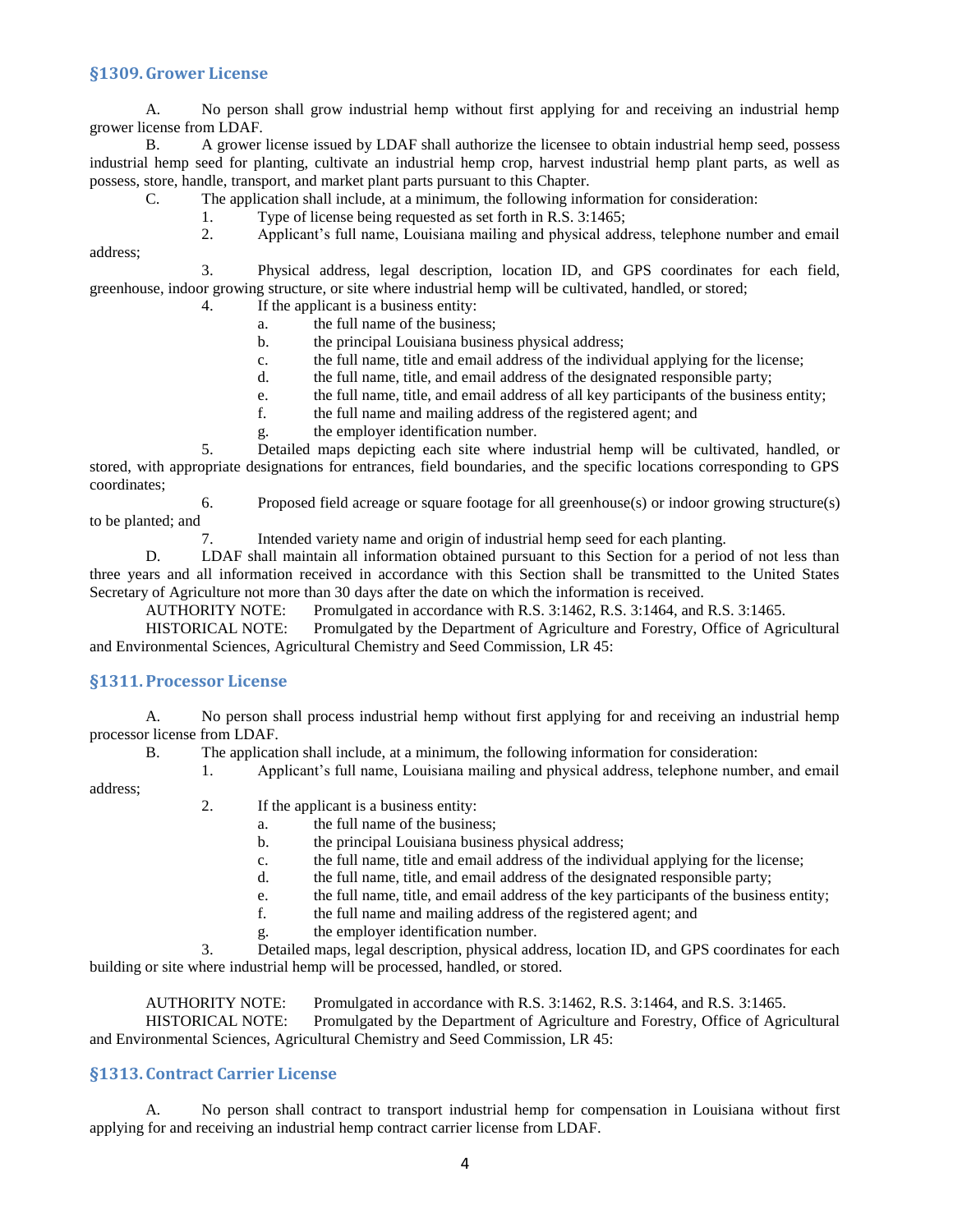### §1309. Grower License

A. No person shall grow industrial hemp without first applying for and receiving an industrial hemp grower license from LDAF.

B. A grower license issued by LDAF shall authorize the licensee to obtain industrial hemp seed, possess industrial hemp seed for planting, cultivate an industrial hemp crop, harvest industrial hemp plant parts, as well as possess, store, handle, transport, and market plant parts pursuant to this Chapter.

C. The application shall include, at a minimum, the following information for consideration:

1. Type of license being requested as set forth in R.S. 3:1465;
2. Applicant's full name, Louisiana mailing and physical address, telephone number and email address;
3. Physical address, legal description, location ID, and GPS coordinates for each field, greenhouse, indoor growing structure, or site where industrial hemp will be cultivated, handled, or stored;
4. If the applicant is a business entity:
   a. the full name of the business;
   b. the principal Louisiana business physical address;
   c. the full name, title and email address of the individual applying for the license;
   d. the full name, title, and email address of the designated responsible party;
   e. the full name, title, and email address of all key participants of the business entity;
   f. the full name and mailing address of the registered agent; and
   g. the employer identification number.
5. Detailed maps depicting each site where industrial hemp will be cultivated, handled, or stored, with appropriate designations for entrances, field boundaries, and the specific locations corresponding to GPS coordinates;
6. Proposed field acreage or square footage for all greenhouse(s) or indoor growing structure(s) to be planted; and
7. Intended variety name and origin of industrial hemp seed for each planting.

D. LDAF shall maintain all information obtained pursuant to this Section for a period of not less than three years and all information received in accordance with this Section shall be transmitted to the United States Secretary of Agriculture not more than 30 days after the date on which the information is received.

AUTHORITY NOTE: Promulgated in accordance with R.S. 3:1462, R.S. 3:1464, and R.S. 3:1465.

HISTORICAL NOTE: Promulgated by the Department of Agriculture and Forestry, Office of Agricultural and Environmental Sciences, Agricultural Chemistry and Seed Commission, LR 45:

### §1311. Processor License

A. No person shall process industrial hemp without first applying for and receiving an industrial hemp processor license from LDAF.

B. The application shall include, at a minimum, the following information for consideration:

1. Applicant's full name, Louisiana mailing and physical address, telephone number, and email address;
2. If the applicant is a business entity:
   a. the full name of the business;
   b. the principal Louisiana business physical address;
   c. the full name, title and email address of the individual applying for the license;
   d. the full name, title, and email address of the designated responsible party;
   e. the full name, title, and email address of the key participants of the business entity;
   f. the full name and mailing address of the registered agent; and
   g. the employer identification number.
3. Detailed maps, legal description, physical address, location ID, and GPS coordinates for each building or site where industrial hemp will be processed, handled, or stored.

AUTHORITY NOTE: Promulgated in accordance with R.S. 3:1462, R.S. 3:1464, and R.S. 3:1465.

HISTORICAL NOTE: Promulgated by the Department of Agriculture and Forestry, Office of Agricultural and Environmental Sciences, Agricultural Chemistry and Seed Commission, LR 45:

### §1313. Contract Carrier License

A. No person shall contract to transport industrial hemp for compensation in Louisiana without first applying for and receiving an industrial hemp contract carrier license from LDAF.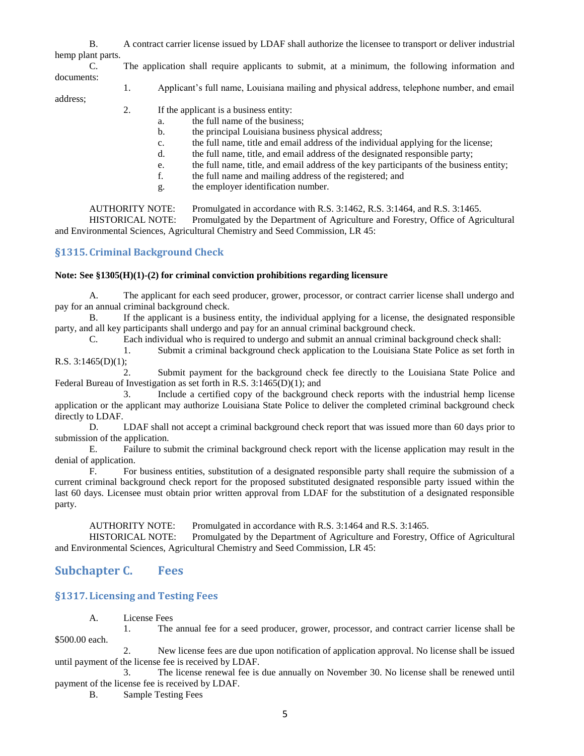B. A contract carrier license issued by LDAF shall authorize the licensee to transport or deliver industrial hemp plant parts.

C. The application shall require applicants to submit, at a minimum, the following information and documents:

1. Applicant's full name, Louisiana mailing and physical address, telephone number, and email address;

2. If the applicant is a business entity:

a. the full name of the business;

b. the principal Louisiana business physical address;

c. the full name, title and email address of the individual applying for the license;

d. the full name, title, and email address of the designated responsible party;

e. the full name, title, and email address of the key participants of the business entity;

f. the full name and mailing address of the registered; and

g. the employer identification number.

AUTHORITY NOTE: Promulgated in accordance with R.S. 3:1462, R.S. 3:1464, and R.S. 3:1465.

HISTORICAL NOTE: Promulgated by the Department of Agriculture and Forestry, Office of Agricultural and Environmental Sciences, Agricultural Chemistry and Seed Commission, LR 45:

### §1315. Criminal Background Check

**Note: See §1305(H)(1)-(2) for criminal conviction prohibitions regarding licensure**

A. The applicant for each seed producer, grower, processor, or contract carrier license shall undergo and pay for an annual criminal background check.

B. If the applicant is a business entity, the individual applying for a license, the designated responsible party, and all key participants shall undergo and pay for an annual criminal background check.

C. Each individual who is required to undergo and submit an annual criminal background check shall:

1. Submit a criminal background check application to the Louisiana State Police as set forth in R.S. 3:1465(D)(1);

2. Submit payment for the background check fee directly to the Louisiana State Police and Federal Bureau of Investigation as set forth in R.S. 3:1465(D)(1); and

3. Include a certified copy of the background check reports with the industrial hemp license application or the applicant may authorize Louisiana State Police to deliver the completed criminal background check directly to LDAF.

D. LDAF shall not accept a criminal background check report that was issued more than 60 days prior to submission of the application.

E. Failure to submit the criminal background check report with the license application may result in the denial of application.

F. For business entities, substitution of a designated responsible party shall require the submission of a current criminal background check report for the proposed substituted designated responsible party issued within the last 60 days. Licensee must obtain prior written approval from LDAF for the substitution of a designated responsible party.

AUTHORITY NOTE: Promulgated in accordance with R.S. 3:1464 and R.S. 3:1465.

HISTORICAL NOTE: Promulgated by the Department of Agriculture and Forestry, Office of Agricultural and Environmental Sciences, Agricultural Chemistry and Seed Commission, LR 45:

## Subchapter C. Fees

### §1317. Licensing and Testing Fees

A. License Fees

1. The annual fee for a seed producer, grower, processor, and contract carrier license shall be $500.00 each.

2. New license fees are due upon notification of application approval. No license shall be issued until payment of the license fee is received by LDAF.

3. The license renewal fee is due annually on November 30. No license shall be renewed until payment of the license fee is received by LDAF.

B. Sample Testing Fees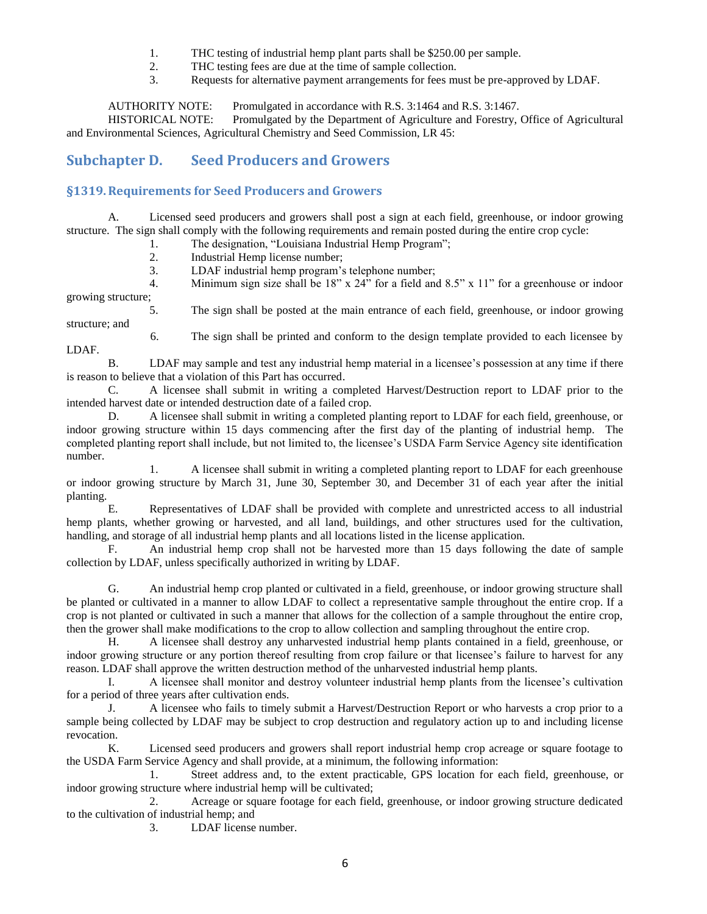1. THC testing of industrial hemp plant parts shall be $250.00 per sample.
2. THC testing fees are due at the time of sample collection.
3. Requests for alternative payment arrangements for fees must be pre-approved by LDAF.

AUTHORITY NOTE: Promulgated in accordance with R.S. 3:1464 and R.S. 3:1467.

HISTORICAL NOTE: Promulgated by the Department of Agriculture and Forestry, Office of Agricultural and Environmental Sciences, Agricultural Chemistry and Seed Commission, LR 45:

## Subchapter D. Seed Producers and Growers

### §1319. Requirements for Seed Producers and Growers

A. Licensed seed producers and growers shall post a sign at each field, greenhouse, or indoor growing structure. The sign shall comply with the following requirements and remain posted during the entire crop cycle:

1. The designation, "Louisiana Industrial Hemp Program";
2. Industrial Hemp license number;
3. LDAF industrial hemp program's telephone number;
4. Minimum sign size shall be 18" x 24" for a field and 8.5" x 11" for a greenhouse or indoor growing structure;
5. The sign shall be posted at the main entrance of each field, greenhouse, or indoor growing structure; and
6. The sign shall be printed and conform to the design template provided to each licensee by LDAF.

B. LDAF may sample and test any industrial hemp material in a licensee's possession at any time if there is reason to believe that a violation of this Part has occurred.

C. A licensee shall submit in writing a completed Harvest/Destruction report to LDAF prior to the intended harvest date or intended destruction date of a failed crop.

D. A licensee shall submit in writing a completed planting report to LDAF for each field, greenhouse, or indoor growing structure within 15 days commencing after the first day of the planting of industrial hemp. The completed planting report shall include, but not limited to, the licensee's USDA Farm Service Agency site identification number.

1. A licensee shall submit in writing a completed planting report to LDAF for each greenhouse or indoor growing structure by March 31, June 30, September 30, and December 31 of each year after the initial planting.

E. Representatives of LDAF shall be provided with complete and unrestricted access to all industrial hemp plants, whether growing or harvested, and all land, buildings, and other structures used for the cultivation, handling, and storage of all industrial hemp plants and all locations listed in the license application.

F. An industrial hemp crop shall not be harvested more than 15 days following the date of sample collection by LDAF, unless specifically authorized in writing by LDAF.

G. An industrial hemp crop planted or cultivated in a field, greenhouse, or indoor growing structure shall be planted or cultivated in a manner to allow LDAF to collect a representative sample throughout the entire crop. If a crop is not planted or cultivated in such a manner that allows for the collection of a sample throughout the entire crop, then the grower shall make modifications to the crop to allow collection and sampling throughout the entire crop.

H. A licensee shall destroy any unharvested industrial hemp plants contained in a field, greenhouse, or indoor growing structure or any portion thereof resulting from crop failure or that licensee's failure to harvest for any reason. LDAF shall approve the written destruction method of the unharvested industrial hemp plants.

I. A licensee shall monitor and destroy volunteer industrial hemp plants from the licensee's cultivation for a period of three years after cultivation ends.

J. A licensee who fails to timely submit a Harvest/Destruction Report or who harvests a crop prior to a sample being collected by LDAF may be subject to crop destruction and regulatory action up to and including license revocation.

K. Licensed seed producers and growers shall report industrial hemp crop acreage or square footage to the USDA Farm Service Agency and shall provide, at a minimum, the following information:

1. Street address and, to the extent practicable, GPS location for each field, greenhouse, or indoor growing structure where industrial hemp will be cultivated;
2. Acreage or square footage for each field, greenhouse, or indoor growing structure dedicated to the cultivation of industrial hemp; and
3. LDAF license number.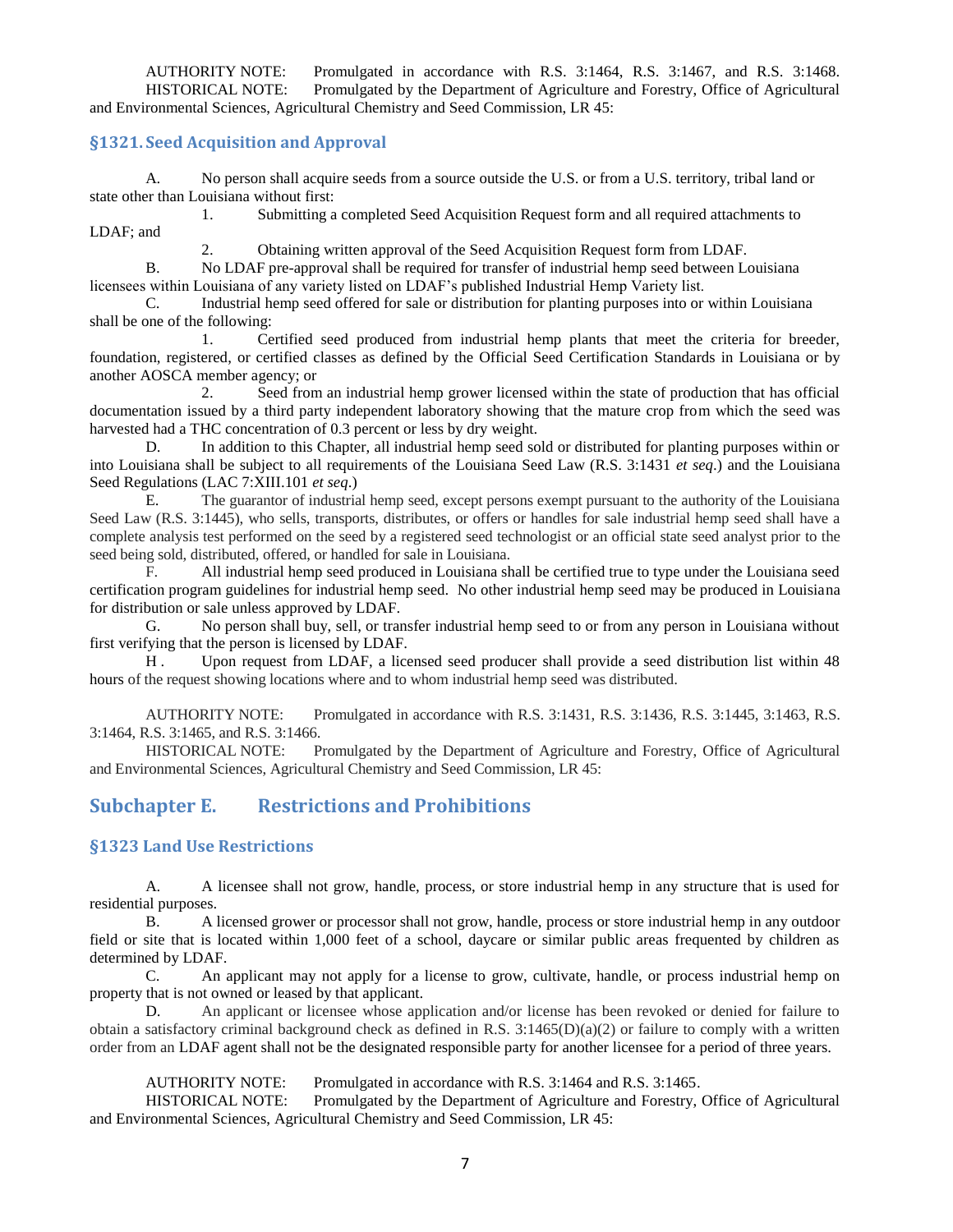AUTHORITY NOTE: Promulgated in accordance with R.S. 3:1464, R.S. 3:1467, and R.S. 3:1468.

HISTORICAL NOTE: Promulgated by the Department of Agriculture and Forestry, Office of Agricultural and Environmental Sciences, Agricultural Chemistry and Seed Commission, LR 45:

### §1321. Seed Acquisition and Approval

A. No person shall acquire seeds from a source outside the U.S. or from a U.S. territory, tribal land or state other than Louisiana without first:

1. Submitting a completed Seed Acquisition Request form and all required attachments to LDAF; and

2. Obtaining written approval of the Seed Acquisition Request form from LDAF.

B. No LDAF pre-approval shall be required for transfer of industrial hemp seed between Louisiana licensees within Louisiana of any variety listed on LDAF's published Industrial Hemp Variety list.

C. Industrial hemp seed offered for sale or distribution for planting purposes into or within Louisiana shall be one of the following:

1. Certified seed produced from industrial hemp plants that meet the criteria for breeder, foundation, registered, or certified classes as defined by the Official Seed Certification Standards in Louisiana or by another AOSCA member agency; or

2. Seed from an industrial hemp grower licensed within the state of production that has official documentation issued by a third party independent laboratory showing that the mature crop from which the seed was harvested had a THC concentration of 0.3 percent or less by dry weight.

D. In addition to this Chapter, all industrial hemp seed sold or distributed for planting purposes within or into Louisiana shall be subject to all requirements of the Louisiana Seed Law (R.S. 3:1431 *et seq*.) and the Louisiana Seed Regulations (LAC 7:XIII.101 *et seq*.)

E. The guarantor of industrial hemp seed, except persons exempt pursuant to the authority of the Louisiana Seed Law (R.S. 3:1445), who sells, transports, distributes, or offers or handles for sale industrial hemp seed shall have a complete analysis test performed on the seed by a registered seed technologist or an official state seed analyst prior to the seed being sold, distributed, offered, or handled for sale in Louisiana.

F. All industrial hemp seed produced in Louisiana shall be certified true to type under the Louisiana seed certification program guidelines for industrial hemp seed. No other industrial hemp seed may be produced in Louisiana for distribution or sale unless approved by LDAF.

G. No person shall buy, sell, or transfer industrial hemp seed to or from any person in Louisiana without first verifying that the person is licensed by LDAF.

H. Upon request from LDAF, a licensed seed producer shall provide a seed distribution list within 48 hours of the request showing locations where and to whom industrial hemp seed was distributed.

AUTHORITY NOTE: Promulgated in accordance with R.S. 3:1431, R.S. 3:1436, R.S. 3:1445, 3:1463, R.S. 3:1464, R.S. 3:1465, and R.S. 3:1466.

HISTORICAL NOTE: Promulgated by the Department of Agriculture and Forestry, Office of Agricultural and Environmental Sciences, Agricultural Chemistry and Seed Commission, LR 45:

## Subchapter E. Restrictions and Prohibitions

### §1323 Land Use Restrictions

A. A licensee shall not grow, handle, process, or store industrial hemp in any structure that is used for residential purposes.

B. A licensed grower or processor shall not grow, handle, process or store industrial hemp in any outdoor field or site that is located within 1,000 feet of a school, daycare or similar public areas frequented by children as determined by LDAF.

C. An applicant may not apply for a license to grow, cultivate, handle, or process industrial hemp on property that is not owned or leased by that applicant.

D. An applicant or licensee whose application and/or license has been revoked or denied for failure to obtain a satisfactory criminal background check as defined in R.S. 3:1465(D)(a)(2) or failure to comply with a written order from an LDAF agent shall not be the designated responsible party for another licensee for a period of three years.

AUTHORITY NOTE: Promulgated in accordance with R.S. 3:1464 and R.S. 3:1465.

HISTORICAL NOTE: Promulgated by the Department of Agriculture and Forestry, Office of Agricultural and Environmental Sciences, Agricultural Chemistry and Seed Commission, LR 45: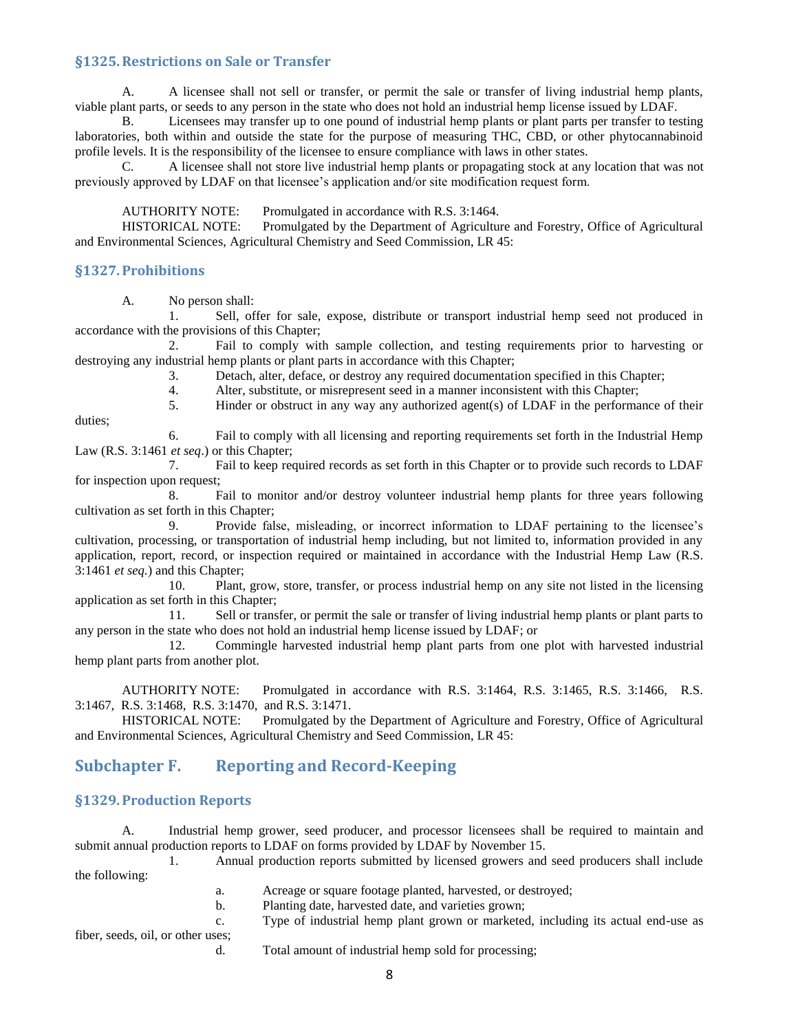### §1325. Restrictions on Sale or Transfer

A. A licensee shall not sell or transfer, or permit the sale or transfer of living industrial hemp plants, viable plant parts, or seeds to any person in the state who does not hold an industrial hemp license issued by LDAF.

B. Licensees may transfer up to one pound of industrial hemp plants or plant parts per transfer to testing laboratories, both within and outside the state for the purpose of measuring THC, CBD, or other phytocannabinoid profile levels. It is the responsibility of the licensee to ensure compliance with laws in other states.

C. A licensee shall not store live industrial hemp plants or propagating stock at any location that was not previously approved by LDAF on that licensee's application and/or site modification request form.

AUTHORITY NOTE: Promulgated in accordance with R.S. 3:1464.

HISTORICAL NOTE: Promulgated by the Department of Agriculture and Forestry, Office of Agricultural and Environmental Sciences, Agricultural Chemistry and Seed Commission, LR 45:

### §1327. Prohibitions

A. No person shall:

1. Sell, offer for sale, expose, distribute or transport industrial hemp seed not produced in accordance with the provisions of this Chapter;
2. Fail to comply with sample collection, and testing requirements prior to harvesting or destroying any industrial hemp plants or plant parts in accordance with this Chapter;
3. Detach, alter, deface, or destroy any required documentation specified in this Chapter;
4. Alter, substitute, or misrepresent seed in a manner inconsistent with this Chapter;
5. Hinder or obstruct in any way any authorized agent(s) of LDAF in the performance of their duties;
6. Fail to comply with all licensing and reporting requirements set forth in the Industrial Hemp Law (R.S. 3:1461 *et seq*.) or this Chapter;
7. Fail to keep required records as set forth in this Chapter or to provide such records to LDAF for inspection upon request;
8. Fail to monitor and/or destroy volunteer industrial hemp plants for three years following cultivation as set forth in this Chapter;
9. Provide false, misleading, or incorrect information to LDAF pertaining to the licensee's cultivation, processing, or transportation of industrial hemp including, but not limited to, information provided in any application, report, record, or inspection required or maintained in accordance with the Industrial Hemp Law (R.S. 3:1461 *et seq.*) and this Chapter;
10. Plant, grow, store, transfer, or process industrial hemp on any site not listed in the licensing application as set forth in this Chapter;
11. Sell or transfer, or permit the sale or transfer of living industrial hemp plants or plant parts to any person in the state who does not hold an industrial hemp license issued by LDAF; or
12. Commingle harvested industrial hemp plant parts from one plot with harvested industrial hemp plant parts from another plot.

AUTHORITY NOTE: Promulgated in accordance with R.S. 3:1464, R.S. 3:1465, R.S. 3:1466, R.S. 3:1467, R.S. 3:1468, R.S. 3:1470, and R.S. 3:1471.

HISTORICAL NOTE: Promulgated by the Department of Agriculture and Forestry, Office of Agricultural and Environmental Sciences, Agricultural Chemistry and Seed Commission, LR 45:

## Subchapter F. Reporting and Record-Keeping

### §1329. Production Reports

A. Industrial hemp grower, seed producer, and processor licensees shall be required to maintain and submit annual production reports to LDAF on forms provided by LDAF by November 15.

1. Annual production reports submitted by licensed growers and seed producers shall include the following:
   a. Acreage or square footage planted, harvested, or destroyed;
   b. Planting date, harvested date, and varieties grown;
   c. Type of industrial hemp plant grown or marketed, including its actual end-use as fiber, seeds, oil, or other uses;
   d. Total amount of industrial hemp sold for processing;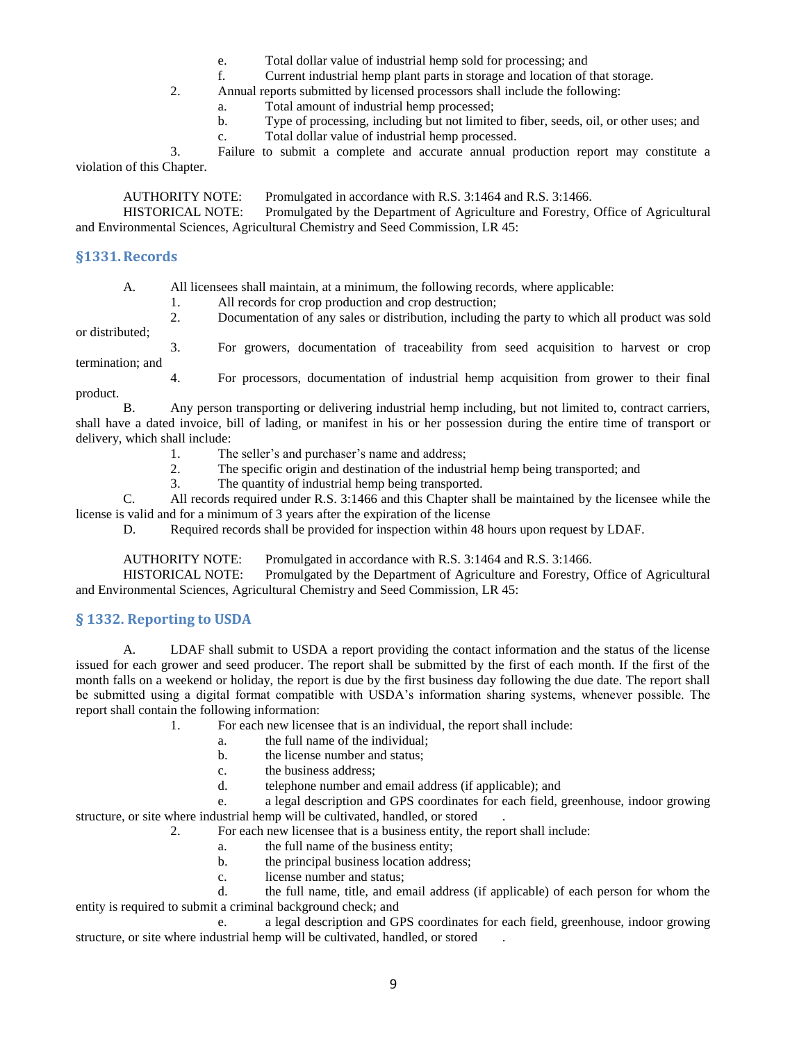e. Total dollar value of industrial hemp sold for processing; and

f. Current industrial hemp plant parts in storage and location of that storage.

2. Annual reports submitted by licensed processors shall include the following:

a. Total amount of industrial hemp processed;

b. Type of processing, including but not limited to fiber, seeds, oil, or other uses; and

c. Total dollar value of industrial hemp processed.

3. Failure to submit a complete and accurate annual production report may constitute a violation of this Chapter.

AUTHORITY NOTE: Promulgated in accordance with R.S. 3:1464 and R.S. 3:1466.

HISTORICAL NOTE: Promulgated by the Department of Agriculture and Forestry, Office of Agricultural and Environmental Sciences, Agricultural Chemistry and Seed Commission, LR 45:

### §1331. Records

A. All licensees shall maintain, at a minimum, the following records, where applicable:

1. All records for crop production and crop destruction;

2. Documentation of any sales or distribution, including the party to which all product was sold or distributed;

3. For growers, documentation of traceability from seed acquisition to harvest or crop termination; and

4. For processors, documentation of industrial hemp acquisition from grower to their final product.

B. Any person transporting or delivering industrial hemp including, but not limited to, contract carriers, shall have a dated invoice, bill of lading, or manifest in his or her possession during the entire time of transport or delivery, which shall include:

1. The seller's and purchaser's name and address;

2. The specific origin and destination of the industrial hemp being transported; and

3. The quantity of industrial hemp being transported.

C. All records required under R.S. 3:1466 and this Chapter shall be maintained by the licensee while the license is valid and for a minimum of 3 years after the expiration of the license

D. Required records shall be provided for inspection within 48 hours upon request by LDAF.

AUTHORITY NOTE: Promulgated in accordance with R.S. 3:1464 and R.S. 3:1466.

HISTORICAL NOTE: Promulgated by the Department of Agriculture and Forestry, Office of Agricultural and Environmental Sciences, Agricultural Chemistry and Seed Commission, LR 45:

### § 1332. Reporting to USDA

A. LDAF shall submit to USDA a report providing the contact information and the status of the license issued for each grower and seed producer. The report shall be submitted by the first of each month. If the first of the month falls on a weekend or holiday, the report is due by the first business day following the due date. The report shall be submitted using a digital format compatible with USDA's information sharing systems, whenever possible. The report shall contain the following information:

1. For each new licensee that is an individual, the report shall include:

a. the full name of the individual;

b. the license number and status;

c. the business address;

d. telephone number and email address (if applicable); and

e. a legal description and GPS coordinates for each field, greenhouse, indoor growing structure, or site where industrial hemp will be cultivated, handled, or stored .

2. For each new licensee that is a business entity, the report shall include:

a. the full name of the business entity;

b. the principal business location address;

c. license number and status;

d. the full name, title, and email address (if applicable) of each person for whom the entity is required to submit a criminal background check; and

e. a legal description and GPS coordinates for each field, greenhouse, indoor growing structure, or site where industrial hemp will be cultivated, handled, or stored .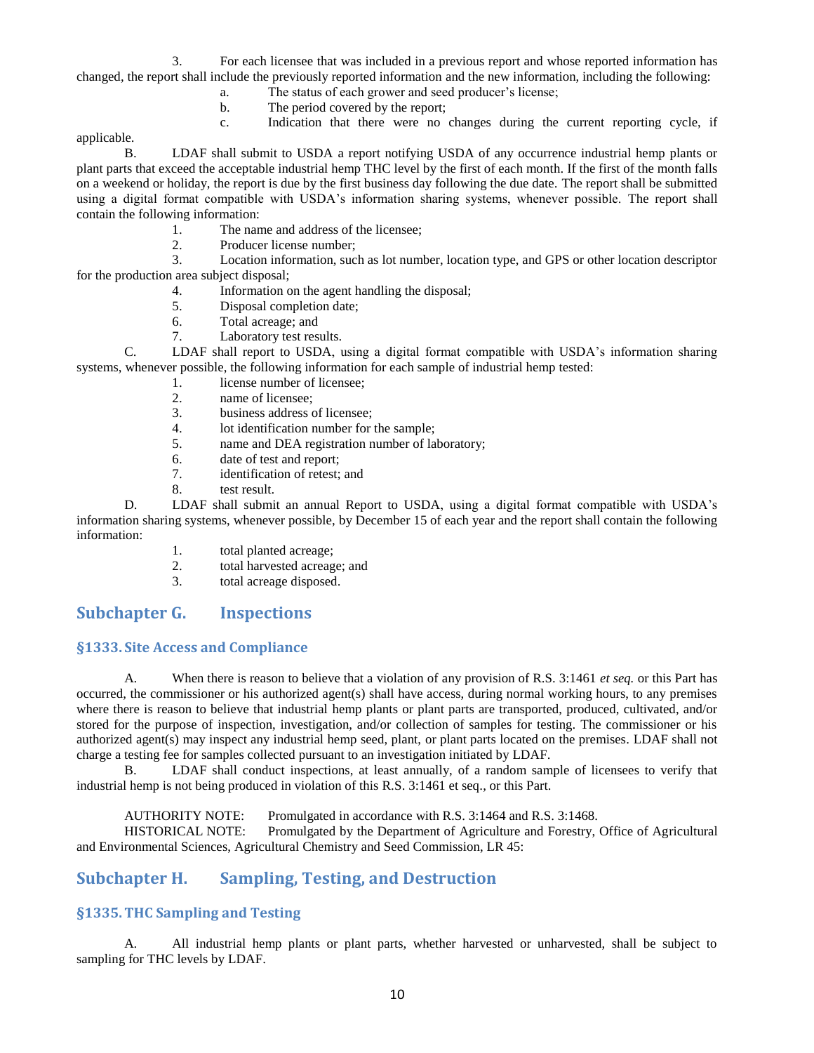3. For each licensee that was included in a previous report and whose reported information has changed, the report shall include the previously reported information and the new information, including the following:

a. The status of each grower and seed producer's license;

b. The period covered by the report;

c. Indication that there were no changes during the current reporting cycle, if applicable.

B. LDAF shall submit to USDA a report notifying USDA of any occurrence industrial hemp plants or plant parts that exceed the acceptable industrial hemp THC level by the first of each month. If the first of the month falls on a weekend or holiday, the report is due by the first business day following the due date. The report shall be submitted using a digital format compatible with USDA's information sharing systems, whenever possible. The report shall contain the following information:

1. The name and address of the licensee;
2. Producer license number;
3. Location information, such as lot number, location type, and GPS or other location descriptor for the production area subject disposal;
4. Information on the agent handling the disposal;
5. Disposal completion date;
6. Total acreage; and
7. Laboratory test results.

C. LDAF shall report to USDA, using a digital format compatible with USDA's information sharing systems, whenever possible, the following information for each sample of industrial hemp tested:

1. license number of licensee;
2. name of licensee;
3. business address of licensee;
4. lot identification number for the sample;
5. name and DEA registration number of laboratory;
6. date of test and report;
7. identification of retest; and
8. test result.

D. LDAF shall submit an annual Report to USDA, using a digital format compatible with USDA's information sharing systems, whenever possible, by December 15 of each year and the report shall contain the following information:

1. total planted acreage;
2. total harvested acreage; and
3. total acreage disposed.

## Subchapter G. Inspections

### §1333. Site Access and Compliance

A. When there is reason to believe that a violation of any provision of R.S. 3:1461 *et seq.* or this Part has occurred, the commissioner or his authorized agent(s) shall have access, during normal working hours, to any premises where there is reason to believe that industrial hemp plants or plant parts are transported, produced, cultivated, and/or stored for the purpose of inspection, investigation, and/or collection of samples for testing. The commissioner or his authorized agent(s) may inspect any industrial hemp seed, plant, or plant parts located on the premises. LDAF shall not charge a testing fee for samples collected pursuant to an investigation initiated by LDAF.

B. LDAF shall conduct inspections, at least annually, of a random sample of licensees to verify that industrial hemp is not being produced in violation of this R.S. 3:1461 et seq., or this Part.

AUTHORITY NOTE: Promulgated in accordance with R.S. 3:1464 and R.S. 3:1468.

HISTORICAL NOTE: Promulgated by the Department of Agriculture and Forestry, Office of Agricultural and Environmental Sciences, Agricultural Chemistry and Seed Commission, LR 45:

## Subchapter H. Sampling, Testing, and Destruction

### §1335. THC Sampling and Testing

A. All industrial hemp plants or plant parts, whether harvested or unharvested, shall be subject to sampling for THC levels by LDAF.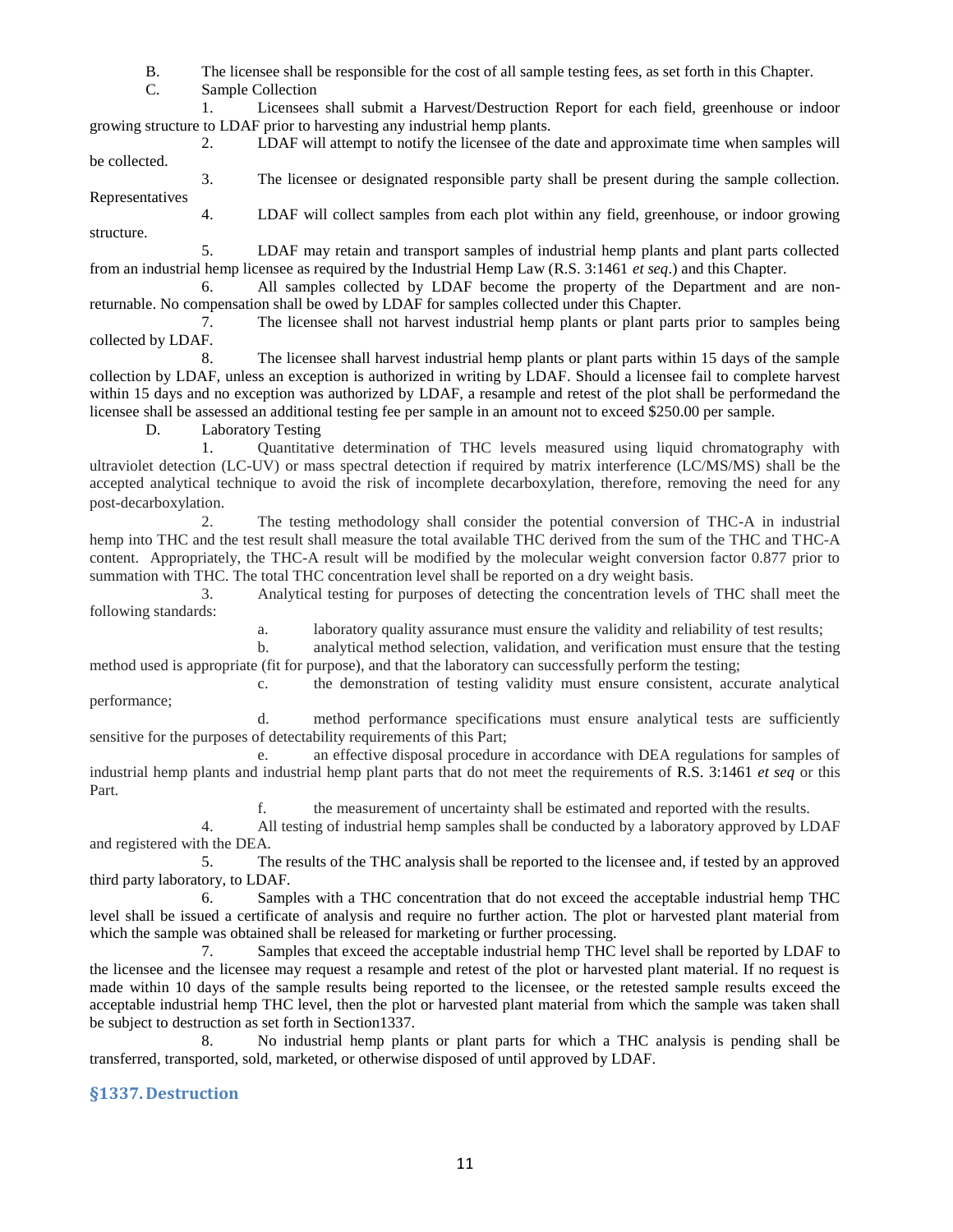B. The licensee shall be responsible for the cost of all sample testing fees, as set forth in this Chapter.

C. Sample Collection

1. Licensees shall submit a Harvest/Destruction Report for each field, greenhouse or indoor growing structure to LDAF prior to harvesting any industrial hemp plants.

2. LDAF will attempt to notify the licensee of the date and approximate time when samples will be collected.

3. The licensee or designated responsible party shall be present during the sample collection. Representatives

4. LDAF will collect samples from each plot within any field, greenhouse, or indoor growing structure.

5. LDAF may retain and transport samples of industrial hemp plants and plant parts collected from an industrial hemp licensee as required by the Industrial Hemp Law (R.S. 3:1461 *et seq*.) and this Chapter.

6. All samples collected by LDAF become the property of the Department and are non-returnable. No compensation shall be owed by LDAF for samples collected under this Chapter.

7. The licensee shall not harvest industrial hemp plants or plant parts prior to samples being collected by LDAF.

8. The licensee shall harvest industrial hemp plants or plant parts within 15 days of the sample collection by LDAF, unless an exception is authorized in writing by LDAF. Should a licensee fail to complete harvest within 15 days and no exception was authorized by LDAF, a resample and retest of the plot shall be performedand the licensee shall be assessed an additional testing fee per sample in an amount not to exceed $250.00 per sample.

D. Laboratory Testing

1. Quantitative determination of THC levels measured using liquid chromatography with ultraviolet detection (LC-UV) or mass spectral detection if required by matrix interference (LC/MS/MS) shall be the accepted analytical technique to avoid the risk of incomplete decarboxylation, therefore, removing the need for any post-decarboxylation.

2. The testing methodology shall consider the potential conversion of THC-A in industrial hemp into THC and the test result shall measure the total available THC derived from the sum of the THC and THC-A content. Appropriately, the THC-A result will be modified by the molecular weight conversion factor 0.877 prior to summation with THC. The total THC concentration level shall be reported on a dry weight basis.

3. Analytical testing for purposes of detecting the concentration levels of THC shall meet the following standards:

a. laboratory quality assurance must ensure the validity and reliability of test results;

b. analytical method selection, validation, and verification must ensure that the testing method used is appropriate (fit for purpose), and that the laboratory can successfully perform the testing;

c. the demonstration of testing validity must ensure consistent, accurate analytical performance;

d. method performance specifications must ensure analytical tests are sufficiently sensitive for the purposes of detectability requirements of this Part;

e. an effective disposal procedure in accordance with DEA regulations for samples of industrial hemp plants and industrial hemp plant parts that do not meet the requirements of R.S. 3:1461 *et seq* or this Part.

f. the measurement of uncertainty shall be estimated and reported with the results.

4. All testing of industrial hemp samples shall be conducted by a laboratory approved by LDAF and registered with the DEA.

5. The results of the THC analysis shall be reported to the licensee and, if tested by an approved third party laboratory, to LDAF.

6. Samples with a THC concentration that do not exceed the acceptable industrial hemp THC level shall be issued a certificate of analysis and require no further action. The plot or harvested plant material from which the sample was obtained shall be released for marketing or further processing.

7. Samples that exceed the acceptable industrial hemp THC level shall be reported by LDAF to the licensee and the licensee may request a resample and retest of the plot or harvested plant material. If no request is made within 10 days of the sample results being reported to the licensee, or the retested sample results exceed the acceptable industrial hemp THC level, then the plot or harvested plant material from which the sample was taken shall be subject to destruction as set forth in Section1337.

8. No industrial hemp plants or plant parts for which a THC analysis is pending shall be transferred, transported, sold, marketed, or otherwise disposed of until approved by LDAF.

## §1337. Destruction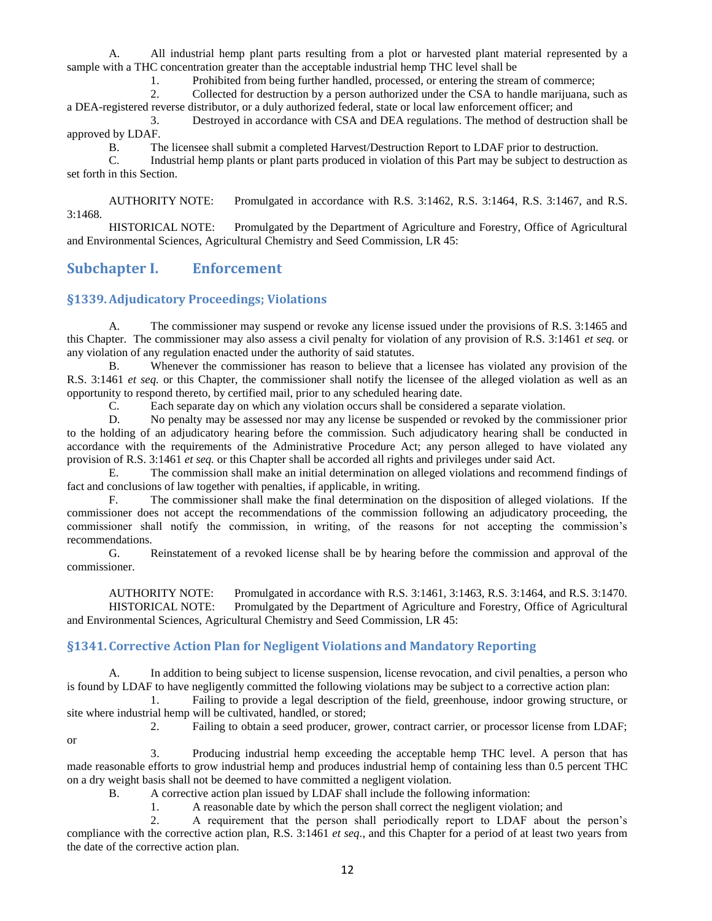A. All industrial hemp plant parts resulting from a plot or harvested plant material represented by a sample with a THC concentration greater than the acceptable industrial hemp THC level shall be

1. Prohibited from being further handled, processed, or entering the stream of commerce;

2. Collected for destruction by a person authorized under the CSA to handle marijuana, such as a DEA-registered reverse distributor, or a duly authorized federal, state or local law enforcement officer; and

3. Destroyed in accordance with CSA and DEA regulations. The method of destruction shall be approved by LDAF.

B. The licensee shall submit a completed Harvest/Destruction Report to LDAF prior to destruction.

C. Industrial hemp plants or plant parts produced in violation of this Part may be subject to destruction as set forth in this Section.

AUTHORITY NOTE: Promulgated in accordance with R.S. 3:1462, R.S. 3:1464, R.S. 3:1467, and R.S. 3:1468.

HISTORICAL NOTE: Promulgated by the Department of Agriculture and Forestry, Office of Agricultural and Environmental Sciences, Agricultural Chemistry and Seed Commission, LR 45:

## Subchapter I. Enforcement

### §1339. Adjudicatory Proceedings; Violations

A. The commissioner may suspend or revoke any license issued under the provisions of R.S. 3:1465 and this Chapter. The commissioner may also assess a civil penalty for violation of any provision of R.S. 3:1461 *et seq.* or any violation of any regulation enacted under the authority of said statutes.

B. Whenever the commissioner has reason to believe that a licensee has violated any provision of the R.S. 3:1461 *et seq.* or this Chapter, the commissioner shall notify the licensee of the alleged violation as well as an opportunity to respond thereto, by certified mail, prior to any scheduled hearing date.

C. Each separate day on which any violation occurs shall be considered a separate violation.

D. No penalty may be assessed nor may any license be suspended or revoked by the commissioner prior to the holding of an adjudicatory hearing before the commission. Such adjudicatory hearing shall be conducted in accordance with the requirements of the Administrative Procedure Act; any person alleged to have violated any provision of R.S. 3:1461 *et seq.* or this Chapter shall be accorded all rights and privileges under said Act.

E. The commission shall make an initial determination on alleged violations and recommend findings of fact and conclusions of law together with penalties, if applicable, in writing.

F. The commissioner shall make the final determination on the disposition of alleged violations. If the commissioner does not accept the recommendations of the commission following an adjudicatory proceeding, the commissioner shall notify the commission, in writing, of the reasons for not accepting the commission's recommendations.

G. Reinstatement of a revoked license shall be by hearing before the commission and approval of the commissioner.

AUTHORITY NOTE: Promulgated in accordance with R.S. 3:1461, 3:1463, R.S. 3:1464, and R.S. 3:1470.

HISTORICAL NOTE: Promulgated by the Department of Agriculture and Forestry, Office of Agricultural and Environmental Sciences, Agricultural Chemistry and Seed Commission, LR 45:

### §1341. Corrective Action Plan for Negligent Violations and Mandatory Reporting

A. In addition to being subject to license suspension, license revocation, and civil penalties, a person who is found by LDAF to have negligently committed the following violations may be subject to a corrective action plan:

1. Failing to provide a legal description of the field, greenhouse, indoor growing structure, or site where industrial hemp will be cultivated, handled, or stored;

2. Failing to obtain a seed producer, grower, contract carrier, or processor license from LDAF; or

3. Producing industrial hemp exceeding the acceptable hemp THC level. A person that has made reasonable efforts to grow industrial hemp and produces industrial hemp of containing less than 0.5 percent THC on a dry weight basis shall not be deemed to have committed a negligent violation.

B. A corrective action plan issued by LDAF shall include the following information:

1. A reasonable date by which the person shall correct the negligent violation; and

2. A requirement that the person shall periodically report to LDAF about the person's compliance with the corrective action plan, R.S. 3:1461 *et seq.*, and this Chapter for a period of at least two years from the date of the corrective action plan.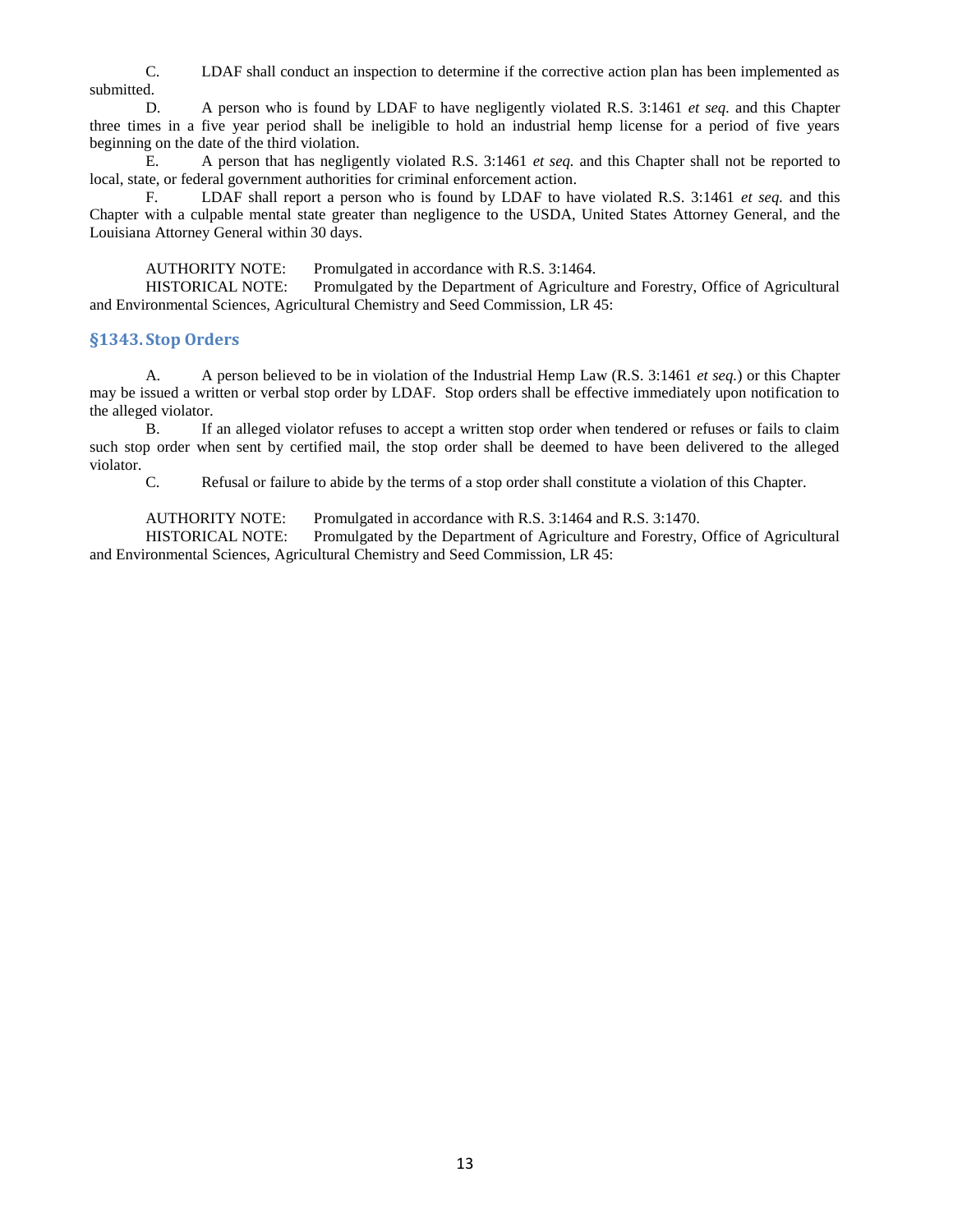C. LDAF shall conduct an inspection to determine if the corrective action plan has been implemented as submitted.

D. A person who is found by LDAF to have negligently violated R.S. 3:1461 *et seq.* and this Chapter three times in a five year period shall be ineligible to hold an industrial hemp license for a period of five years beginning on the date of the third violation.

E. A person that has negligently violated R.S. 3:1461 *et seq.* and this Chapter shall not be reported to local, state, or federal government authorities for criminal enforcement action.

F. LDAF shall report a person who is found by LDAF to have violated R.S. 3:1461 *et seq.* and this Chapter with a culpable mental state greater than negligence to the USDA, United States Attorney General, and the Louisiana Attorney General within 30 days.

AUTHORITY NOTE: Promulgated in accordance with R.S. 3:1464.

HISTORICAL NOTE: Promulgated by the Department of Agriculture and Forestry, Office of Agricultural and Environmental Sciences, Agricultural Chemistry and Seed Commission, LR 45:

### §1343. Stop Orders

A. A person believed to be in violation of the Industrial Hemp Law (R.S. 3:1461 *et seq.*) or this Chapter may be issued a written or verbal stop order by LDAF. Stop orders shall be effective immediately upon notification to the alleged violator.

B. If an alleged violator refuses to accept a written stop order when tendered or refuses or fails to claim such stop order when sent by certified mail, the stop order shall be deemed to have been delivered to the alleged violator.

C. Refusal or failure to abide by the terms of a stop order shall constitute a violation of this Chapter.

AUTHORITY NOTE: Promulgated in accordance with R.S. 3:1464 and R.S. 3:1470.

HISTORICAL NOTE: Promulgated by the Department of Agriculture and Forestry, Office of Agricultural and Environmental Sciences, Agricultural Chemistry and Seed Commission, LR 45: